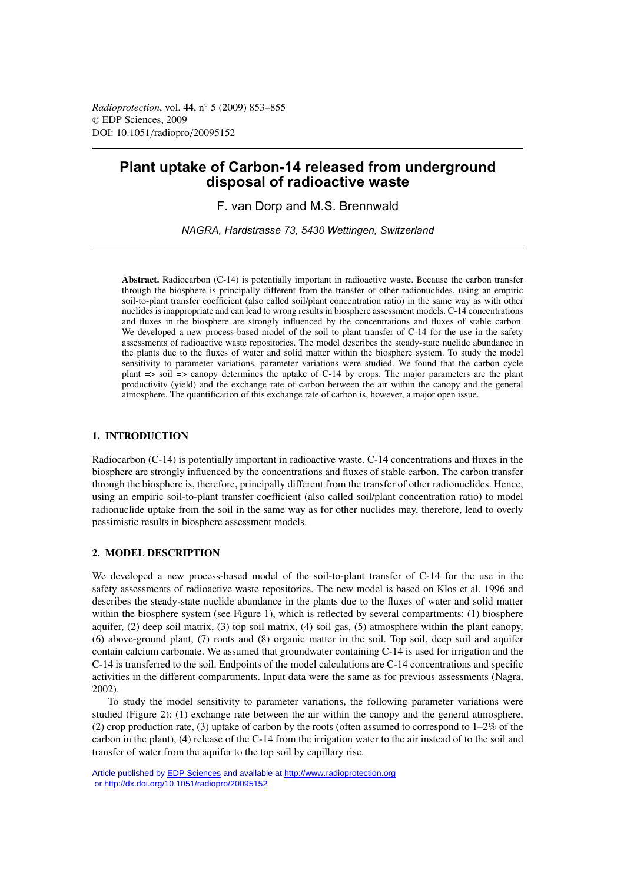# Plant uptake of Carbon-14 released from underground disposal of radioactive waste

F. van Dorp and M.S. Brennwald

*NAGRA, Hardstrasse 73, 5430 Wettingen, Switzerland*

**Abstract.** Radiocarbon (C-14) is potentially important in radioactive waste. Because the carbon transfer through the biosphere is principally different from the transfer of other radionuclides, using an empiric soil-to-plant transfer coefficient (also called soil/plant concentration ratio) in the same way as with other nuclides is inappropriate and can lead to wrong results in biosphere assessment models. C-14 concentrations and fluxes in the biosphere are strongly influenced by the concentrations and fluxes of stable carbon. We developed a new process-based model of the soil to plant transfer of C-14 for the use in the safety assessments of radioactive waste repositories. The model describes the steady-state nuclide abundance in the plants due to the fluxes of water and solid matter within the biosphere system. To study the model sensitivity to parameter variations, parameter variations were studied. We found that the carbon cycle plant => soil => canopy determines the uptake of C-14 by crops. The major parameters are the plant productivity (yield) and the exchange rate of carbon between the air within the canopy and the general atmosphere. The quantification of this exchange rate of carbon is, however, a major open issue.

## 1. INTRODUCTION

Radiocarbon (C-14) is potentially important in radioactive waste. C-14 concentrations and fluxes in the biosphere are strongly influenced by the concentrations and fluxes of stable carbon. The carbon transfer through the biosphere is, therefore, principally different from the transfer of other radionuclides. Hence, using an empiric soil-to-plant transfer coefficient (also called soil/plant concentration ratio) to model radionuclide uptake from the soil in the same way as for other nuclides may, therefore, lead to overly pessimistic results in biosphere assessment models.

## 2. MODEL DESCRIPTION

We developed a new process-based model of the soil-to-plant transfer of C-14 for the use in the safety assessments of radioactive waste repositories. The new model is based on Klos et al. 1996 and describes the steady-state nuclide abundance in the plants due to the fluxes of water and solid matter within the biosphere system (see Figure 1), which is reflected by several compartments: (1) biosphere aquifer, (2) deep soil matrix, (3) top soil matrix, (4) soil gas, (5) atmosphere within the plant canopy, (6) above-ground plant, (7) roots and (8) organic matter in the soil. Top soil, deep soil and aquifer contain calcium carbonate. We assumed that groundwater containing C-14 is used for irrigation and the C-14 is transferred to the soil. Endpoints of the model calculations are C-14 concentrations and specific activities in the different compartments. Input data were the same as for previous assessments (Nagra, 2002).

To study the model sensitivity to parameter variations, the following parameter variations were studied (Figure 2): (1) exchange rate between the air within the canopy and the general atmosphere, (2) crop production rate, (3) uptake of carbon by the roots (often assumed to correspond to 1–2% of the carbon in the plant), (4) release of the C-14 from the irrigation water to the air instead of to the soil and transfer of water from the aquifer to the top soil by capillary rise.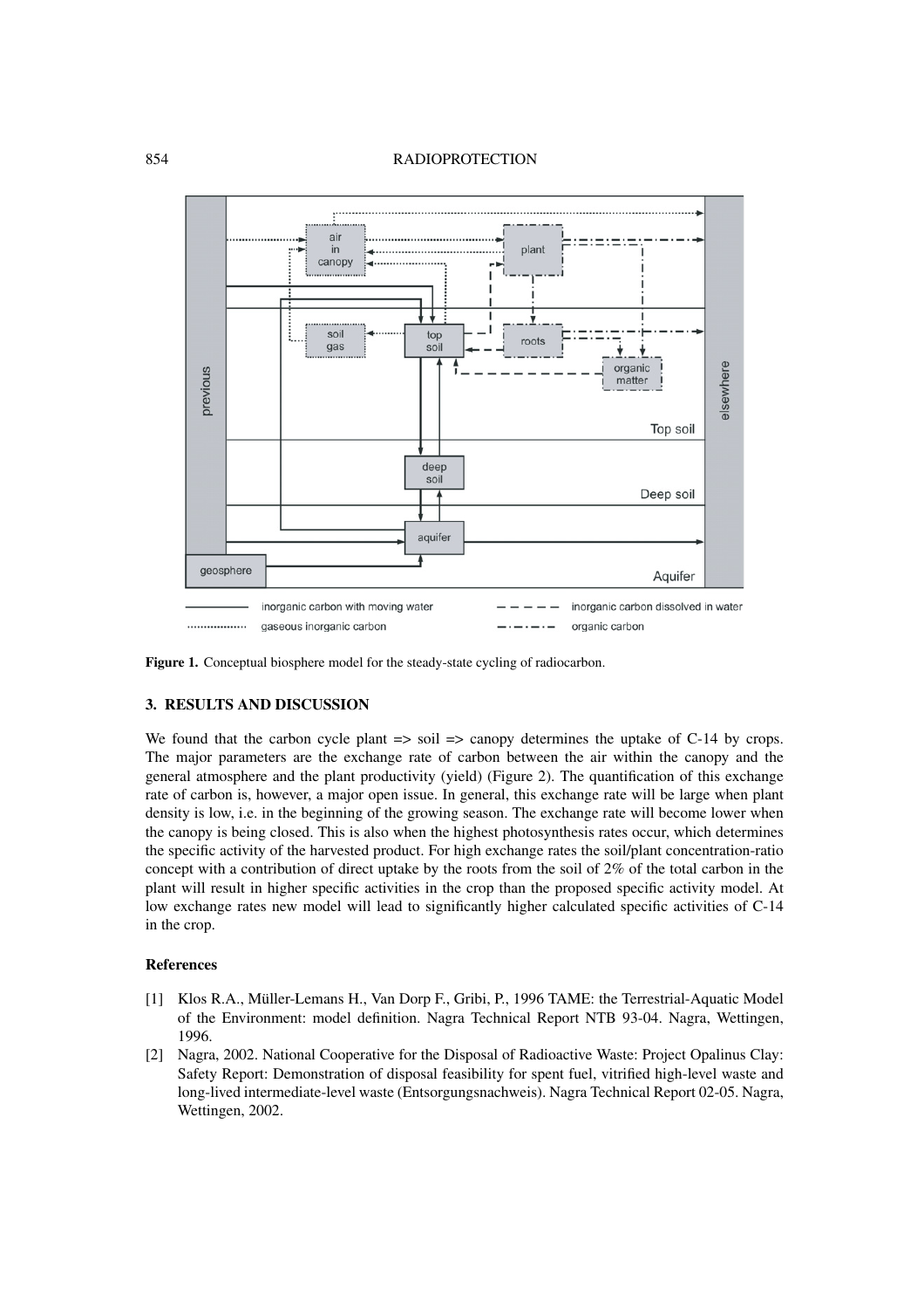Figure 1. Conceptual biosphere model for the steady-state cycling of radiocarbon.

## 3. RESULTS AND DISCUSSION

We found that the carbon cycle plant => soil => canopy determines the uptake of C-14 by crops. The major parameters are the exchange rate of carbon between the air within the canopy and the general atmosphere and the plant productivity (yield) (Figure 2). The quantification of this exchange rate of carbon is, however, a major open issue. In general, this exchange rate will be large when plant density is low, i.e. in the beginning of the growing season. The exchange rate will become lower when the canopy is being closed. This is also when the highest photosynthesis rates occur, which determines the specific activity of the harvested product. For high exchange rates the soil/plant concentration-ratio concept with a contribution of direct uptake by the roots from the soil of 2% of the total carbon in the plant will result in higher specific activities in the crop than the proposed specific activity model. At low exchange rates new model will lead to significantly higher calculated specific activities of C-14 in the crop.

### References

[1] Klos R.A., Müller-Lemans H., Van Dorp F., Gribi, P., 1996 TAME: the Terrestrial-Aquatic Model of the Environment: model definition. Nagra Technical Report NTB 93-04. Nagra, Wettingen, 1996.

[2] Nagra, 2002. National Cooperative for the Disposal of Radioactive Waste: Project Opalinus Clay: Safety Report: Demonstration of disposal feasibility for spent fuel, vitrified high-level waste and long-lived intermediate-level waste (Entsorgungsnachweis). Nagra Technical Report 02-05. Nagra, Wettingen, 2002.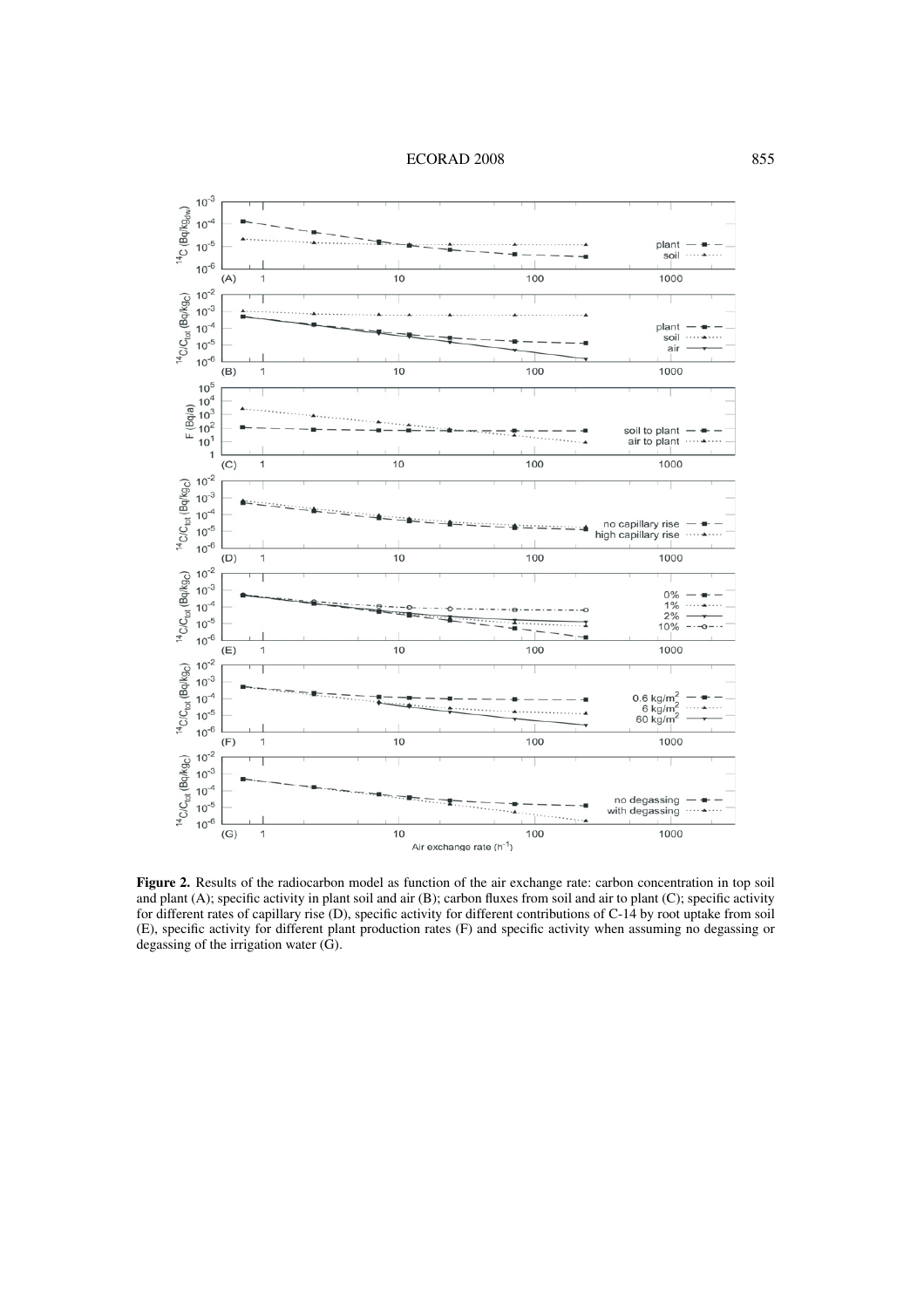(A)

$^{14}C$ (Bq/kg$_{dw}$)

$10^{-3}$

$10^{-4}$

$10^{-5}$

$10^{-6}$

plant

soil

(B)

$^{14}C/C_{tot}$ (Bq/kg$_C$)

$10^{-2}$

$10^{-3}$

$10^{-4}$

$10^{-5}$

$10^{-6}$

plant

soil

air

(C)

F (Bq/a)

$10^{5}$

$10^{4}$

$10^{3}$

$10^{2}$

$10^{1}$

1

soil to plant

air to plant

(D)

$^{14}C/C_{tot}$ (Bq/kg$_C$)

$10^{-2}$

$10^{-3}$

$10^{-4}$

$10^{-5}$

$10^{-6}$

no capillary rise

high capillary rise

(E)

$^{14}C/C_{tot}$ (Bq/kg$_C$)

$10^{-2}$

$10^{-3}$

$10^{-4}$

$10^{-5}$

$10^{-6}$

0%

1%

2%

10%

(F)

$^{14}C/C_{tot}$ (Bq/kg$_C$)

$10^{-2}$

$10^{-3}$

$10^{-4}$

$10^{-5}$

$10^{-6}$

0.6 kg/m$^2$

6 kg/m$^2$

60 kg/m$^2$

(G)

$^{14}C/C_{tot}$ (Bq/kg$_C$)

$10^{-2}$

$10^{-3}$

$10^{-4}$

$10^{-5}$

$10^{-6}$

no degassing

with degassing

1

10

100

1000

Air exchange rate (h$^{-1}$)

**Figure 2.** Results of the radiocarbon model as function of the air exchange rate: carbon concentration in top soil and plant (A); specific activity in plant soil and air (B); carbon fluxes from soil and air to plant (C); specific activity for different rates of capillary rise (D), specific activity for different contributions of C-14 by root uptake from soil (E), specific activity for different plant production rates (F) and specific activity when assuming no degassing or degassing of the irrigation water (G).